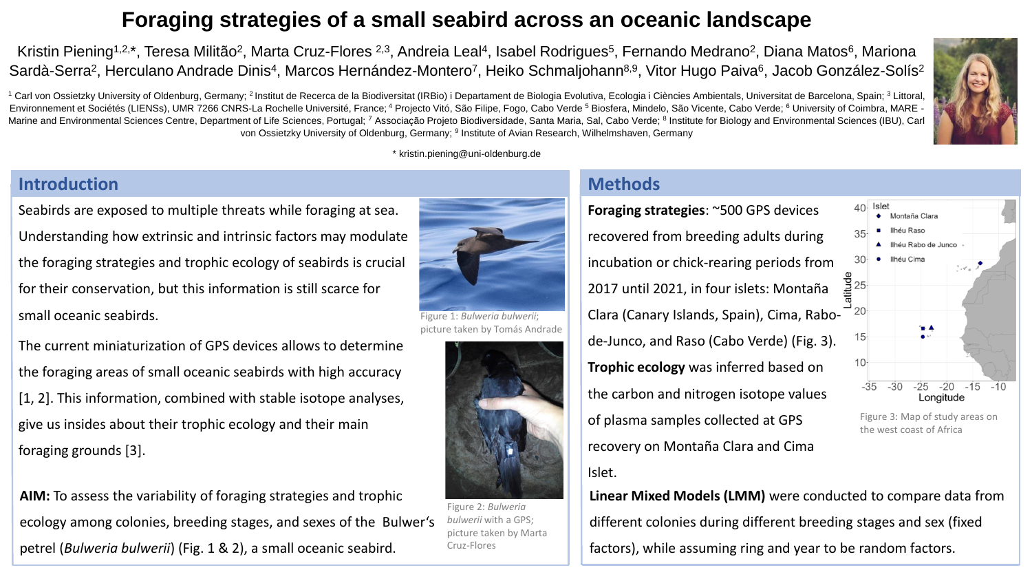# Foraging strategies of a small seabird across an oceanic landscape

Kristin Piening[1,2,*], Teresa Militão[2], Marta Cruz-Flores [2,3], Andreia Leal[4], Isabel Rodrigues[5], Fernando Medrano[2], Diana Matos[6], Mariona Sardà-Serra[2], Herculano Andrade Dinis[4], Marcos Hernández-Montero[7], Heiko Schmaljohann[8,9], Vitor Hugo Paiva[6], Jacob González-Solís[2]

[1] Carl von Ossietzky University of Oldenburg, Germany; [2] Institut de Recerca de la Biodiversitat (IRBio) i Departament de Biologia Evolutiva, Ecologia i Ciències Ambientals, Universitat de Barcelona, Spain; [3] Littoral, Environnement et Sociétés (LIENSs), UMR 7266 CNRS-La Rochelle Université, France; [4] Projecto Vitó, São Filipe, Fogo, Cabo Verde [5] Biosfera, Mindelo, São Vicente, Cabo Verde; [6] University of Coimbra, MARE - Marine and Environmental Sciences Centre, Department of Life Sciences, Portugal; [7] Associação Projeto Biodiversidade, Santa Maria, Sal, Cabo Verde; [8] Institute for Biology and Environmental Sciences (IBU), Carl von Ossietzky University of Oldenburg, Germany; [9] Institute of Avian Research, Wilhelmshaven, Germany

* kristin.piening@uni-oldenburg.de

## Introduction

Seabirds are exposed to multiple threats while foraging at sea. Understanding how extrinsic and intrinsic factors may modulate the foraging strategies and trophic ecology of seabirds is crucial for their conservation, but this information is still scarce for small oceanic seabirds.

The current miniaturization of GPS devices allows to determine the foraging areas of small oceanic seabirds with high accuracy [1, 2]. This information, combined with stable isotope analyses, give us insides about their trophic ecology and their main foraging grounds [3].

Figure 1: *Bulweria bulwerii*; picture taken by Tomás Andrade

Figure 2: *Bulweria bulwerii* with a GPS; picture taken by Marta Cruz-Flores

**AIM:** To assess the variability of foraging strategies and trophic ecology among colonies, breeding stages, and sexes of the Bulwer's petrel (*Bulweria bulwerii*) (Fig. 1 & 2), a small oceanic seabird.

## Methods

**Foraging strategies**: ~500 GPS devices recovered from breeding adults during incubation or chick-rearing periods from 2017 until 2021, in four islets: Montaña Clara (Canary Islands, Spain), Cima, Rabo-de-Junco, and Raso (Cabo Verde) (Fig. 3).

**Trophic ecology** was inferred based on the carbon and nitrogen isotope values of plasma samples collected at GPS recovery on Montaña Clara and Cima Islet.

Figure 3: Map of study areas on the west coast of Africa

**Linear Mixed Models (LMM)** were conducted to compare data from different colonies during different breeding stages and sex (fixed factors), while assuming ring and year to be random factors.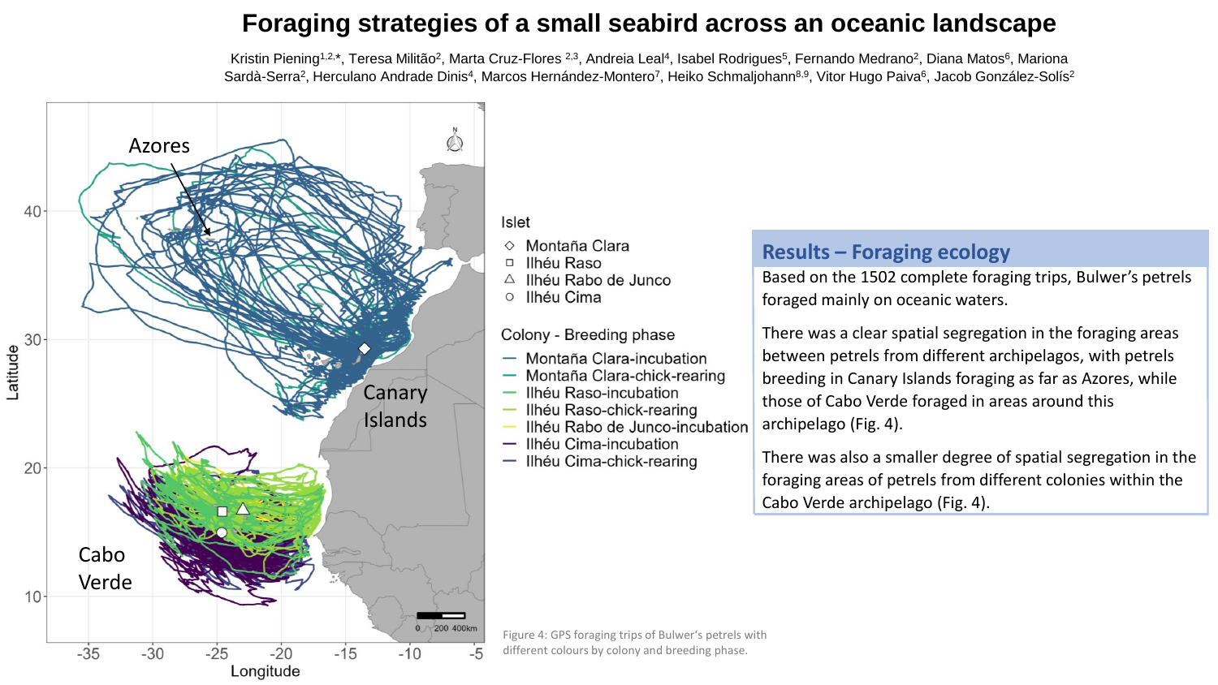# Foraging strategies of a small seabird across an oceanic landscape

Kristin Piening[1,2,*], Teresa Militão[2], Marta Cruz-Flores [2,3], Andreia Leal[4], Isabel Rodrigues[5], Fernando Medrano[2], Diana Matos[6], Mariona Sardà-Serra[2], Herculano Andrade Dinis[4], Marcos Hernández-Montero[7], Heiko Schmaljohann[8,9], Vitor Hugo Paiva[6], Jacob González-Solís[2]

Figure 4: GPS foraging trips of Bulwer's petrels with different colours by colony and breeding phase.

## Results – Foraging ecology

Based on the 1502 complete foraging trips, Bulwer's petrels foraged mainly on oceanic waters.

There was a clear spatial segregation in the foraging areas between petrels from different archipelagos, with petrels breeding in Canary Islands foraging as far as Azores, while those of Cabo Verde foraged in areas around this archipelago (Fig. 4).

There was also a smaller degree of spatial segregation in the foraging areas of petrels from different colonies within the Cabo Verde archipelago (Fig. 4).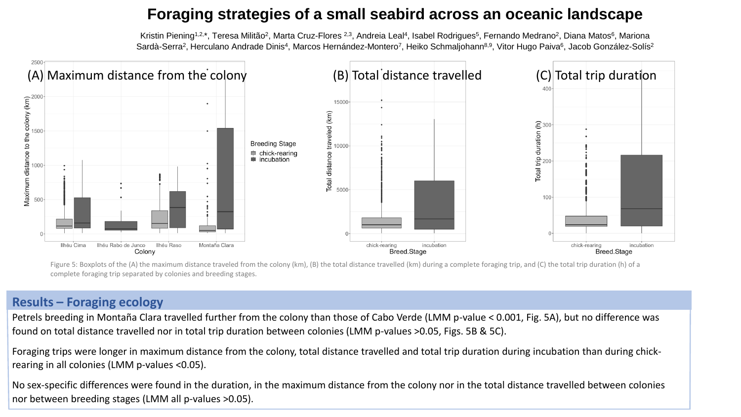# Foraging strategies of a small seabird across an oceanic landscape

Kristin Piening[1,2,*], Teresa Militão[2], Marta Cruz-Flores [2,3], Andreia Leal[4], Isabel Rodrigues[5], Fernando Medrano[2], Diana Matos[6], Mariona Sardà-Serra[2], Herculano Andrade Dinis[4], Marcos Hernández-Montero[7], Heiko Schmaljohann[8,9], Vitor Hugo Paiva[6], Jacob González-Solís[2]

(A) Maximum distance from the colony

(B) Total distance travelled

(C) Total trip duration

Figure 5: Boxplots of the (A) the maximum distance traveled from the colony (km), (B) the total distance travelled (km) during a complete foraging trip, and (C) the total trip duration (h) of a complete foraging trip separated by colonies and breeding stages.

## Results – Foraging ecology

Petrels breeding in Montaña Clara travelled further from the colony than those of Cabo Verde (LMM p-value $< 0.001$, Fig. 5A), but no difference was found on total distance travelled nor in total trip duration between colonies (LMM p-values $>0.05$, Figs. 5B & 5C).

Foraging trips were longer in maximum distance from the colony, total distance travelled and total trip duration during incubation than during chick-rearing in all colonies (LMM p-values $<0.05$).

No sex-specific differences were found in the duration, in the maximum distance from the colony nor in the total distance travelled between colonies nor between breeding stages (LMM all p-values $>0.05$).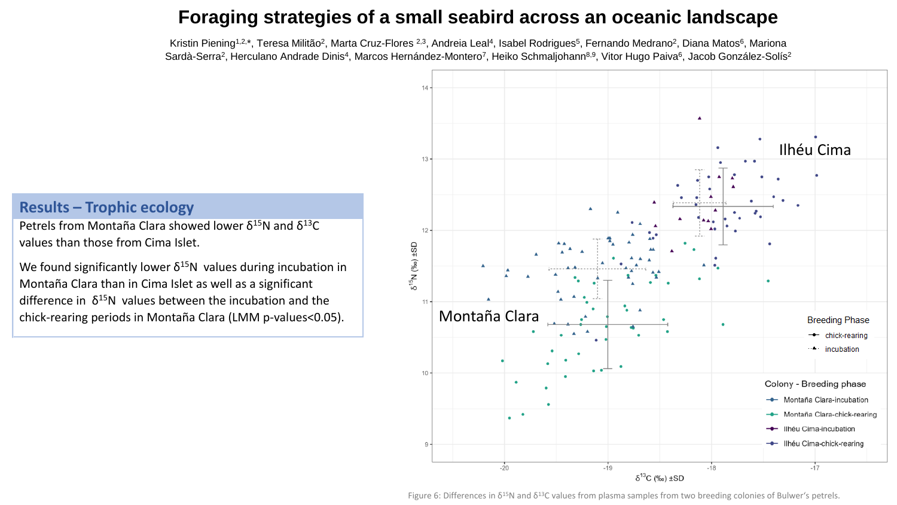# Foraging strategies of a small seabird across an oceanic landscape

Kristin Piening[1,2,*], Teresa Militão[2], Marta Cruz-Flores [2,3], Andreia Leal[4], Isabel Rodrigues[5], Fernando Medrano[2], Diana Matos[6], Mariona Sardà-Serra[2], Herculano Andrade Dinis[4], Marcos Hernández-Montero[7], Heiko Schmaljohann[8,9], Vitor Hugo Paiva[6], Jacob González-Solís[2]

## Results – Trophic ecology

Petrels from Montaña Clara showed lower $\delta^{15}N$ and $\delta^{13}C$ values than those from Cima Islet.

We found significantly lower $\delta^{15}N$ values during incubation in Montaña Clara than in Cima Islet as well as a significant difference in $\delta^{15}N$ values between the incubation and the chick-rearing periods in Montaña Clara (LMM p-values<0.05).

Figure 6: Differences in $\delta^{15}N$ and $\delta^{13}C$ values from plasma samples from two breeding colonies of Bulwer's petrels.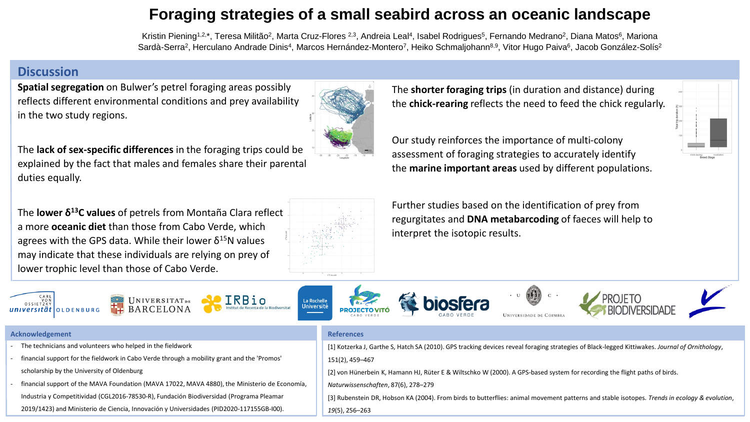# Foraging strategies of a small seabird across an oceanic landscape

Kristin Piening[1,2,*], Teresa Militão[2], Marta Cruz-Flores [2,3], Andreia Leal[4], Isabel Rodrigues[5], Fernando Medrano[2], Diana Matos[6], Mariona Sardà-Serra[2], Herculano Andrade Dinis[4], Marcos Hernández-Montero[7], Heiko Schmaljohann[8,9], Vitor Hugo Paiva[6], Jacob González-Solís[2]

## Discussion

**Spatial segregation** on Bulwer's petrel foraging areas possibly reflects different environmental conditions and prey availability in the two study regions.

The **lack of sex-specific differences** in the foraging trips could be explained by the fact that males and females share their parental duties equally.

The **lower $\delta^{13}C$ values** of petrels from Montaña Clara reflect a more **oceanic diet** than those from Cabo Verde, which agrees with the GPS data. While their lower $\delta^{15}N$ values may indicate that these individuals are relying on prey of lower trophic level than those of Cabo Verde.

The **shorter foraging trips** (in duration and distance) during the **chick-rearing** reflects the need to feed the chick regularly.

Our study reinforces the importance of multi-colony assessment of foraging strategies to accurately identify the **marine important areas** used by different populations.

Further studies based on the identification of prey from regurgitates and **DNA metabarcoding** of faeces will help to interpret the isotopic results.

### Acknowledgement

- The technicians and volunteers who helped in the fieldwork
- financial support for the fieldwork in Cabo Verde through a mobility grant and the 'Promos' scholarship by the University of Oldenburg
- financial support of the MAVA Foundation (MAVA 17022, MAVA 4880), the Ministerio de Economía, Industria y Competitividad (CGL2016-78530-R), Fundación Biodiversidad (Programa Pleamar 2019/1423) and Ministerio de Ciencia, Innovación y Universidades (PID2020-117155GB-I00).

### References

[1] Kotzerka J, Garthe S, Hatch SA (2010). GPS tracking devices reveal foraging strategies of Black-legged Kittiwakes. *Journal of Ornithology*, 151(2), 459–467

[2] von Hünerbein K, Hamann HJ, Rüter E & Wiltschko W (2000). A GPS-based system for recording the flight paths of birds. *Naturwissenschaften*, 87(6), 278–279

[3] Rubenstein DR, Hobson KA (2004). From birds to butterflies: animal movement patterns and stable isotopes. *Trends in ecology & evolution*, *19*(5), 256–263